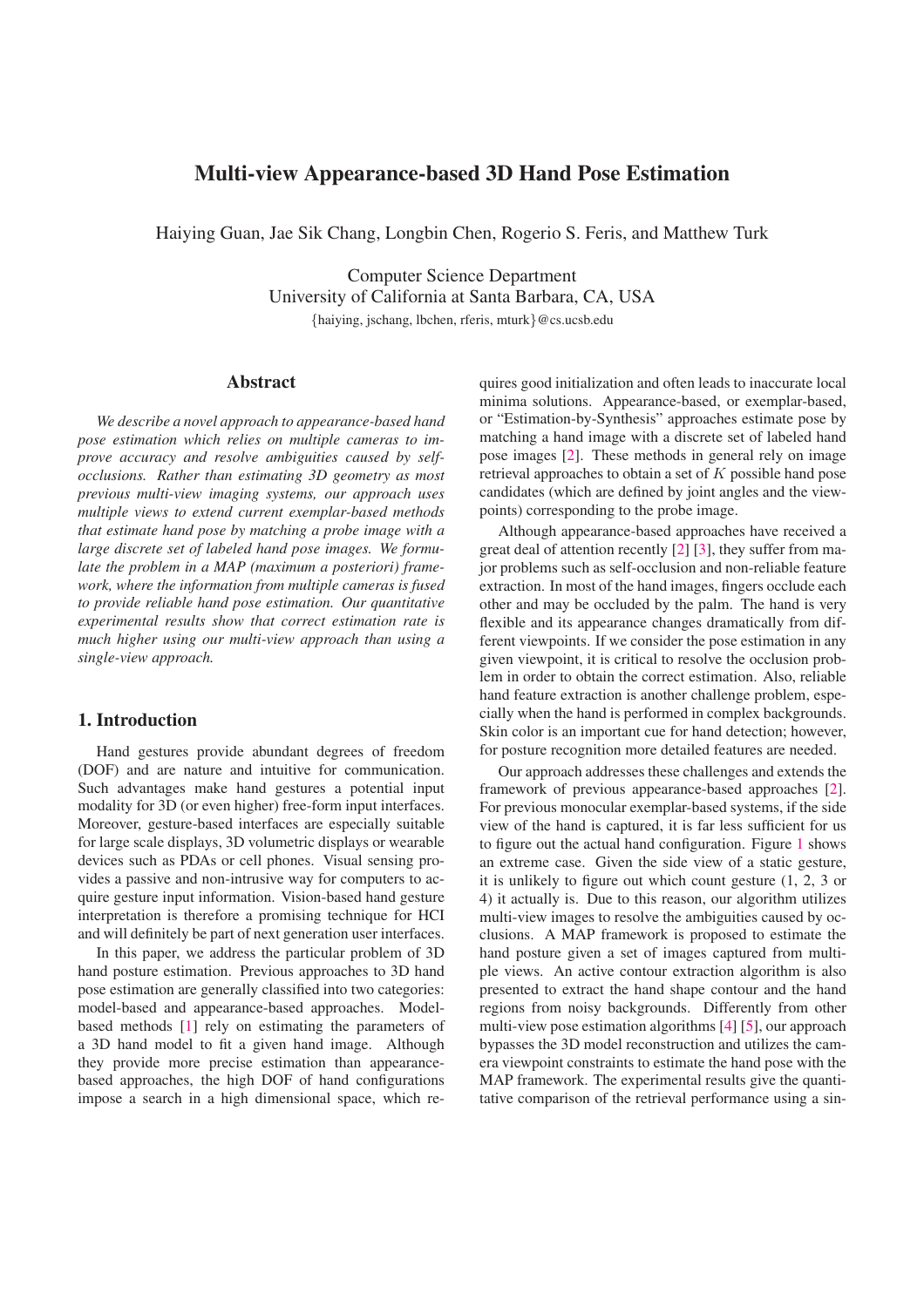# Multi-view Appearance-based 3D Hand Pose Estimation

Haiying Guan, Jae Sik Chang, Longbin Chen, Rogerio S. Feris, and Matthew Turk

Computer Science Department
University of California at Santa Barbara, CA, USA
{haiying, jschang, lbchen, rferis, mturk}@cs.ucsb.edu

## Abstract

*We describe a novel approach to appearance-based hand pose estimation which relies on multiple cameras to improve accuracy and resolve ambiguities caused by self-occlusions. Rather than estimating 3D geometry as most previous multi-view imaging systems, our approach uses multiple views to extend current exemplar-based methods that estimate hand pose by matching a probe image with a large discrete set of labeled hand pose images. We formulate the problem in a MAP (maximum a posteriori) framework, where the information from multiple cameras is fused to provide reliable hand pose estimation. Our quantitative experimental results show that correct estimation rate is much higher using our multi-view approach than using a single-view approach.*

## 1. Introduction

Hand gestures provide abundant degrees of freedom (DOF) and are nature and intuitive for communication. Such advantages make hand gestures a potential input modality for 3D (or even higher) free-form input interfaces. Moreover, gesture-based interfaces are especially suitable for large scale displays, 3D volumetric displays or wearable devices such as PDAs or cell phones. Visual sensing provides a passive and non-intrusive way for computers to acquire gesture input information. Vision-based hand gesture interpretation is therefore a promising technique for HCI and will definitely be part of next generation user interfaces.

In this paper, we address the particular problem of 3D hand posture estimation. Previous approaches to 3D hand pose estimation are generally classified into two categories: model-based and appearance-based approaches. Model-based methods [1] rely on estimating the parameters of a 3D hand model to fit a given hand image. Although they provide more precise estimation than appearance-based approaches, the high DOF of hand configurations impose a search in a high dimensional space, which requires good initialization and often leads to inaccurate local minima solutions. Appearance-based, or exemplar-based, or "Estimation-by-Synthesis" approaches estimate pose by matching a hand image with a discrete set of labeled hand pose images [2]. These methods in general rely on image retrieval approaches to obtain a set of $K$ possible hand pose candidates (which are defined by joint angles and the viewpoints) corresponding to the probe image.

Although appearance-based approaches have received a great deal of attention recently [2] [3], they suffer from major problems such as self-occlusion and non-reliable feature extraction. In most of the hand images, fingers occlude each other and may be occluded by the palm. The hand is very flexible and its appearance changes dramatically from different viewpoints. If we consider the pose estimation in any given viewpoint, it is critical to resolve the occlusion problem in order to obtain the correct estimation. Also, reliable hand feature extraction is another challenge problem, especially when the hand is performed in complex backgrounds. Skin color is an important cue for hand detection; however, for posture recognition more detailed features are needed.

Our approach addresses these challenges and extends the framework of previous appearance-based approaches [2]. For previous monocular exemplar-based systems, if the side view of the hand is captured, it is far less sufficient for us to figure out the actual hand configuration. Figure 1 shows an extreme case. Given the side view of a static gesture, it is unlikely to figure out which count gesture (1, 2, 3 or 4) it actually is. Due to this reason, our algorithm utilizes multi-view images to resolve the ambiguities caused by occlusions. A MAP framework is proposed to estimate the hand posture given a set of images captured from multiple views. An active contour extraction algorithm is also presented to extract the hand shape contour and the hand regions from noisy backgrounds. Differently from other multi-view pose estimation algorithms [4] [5], our approach bypasses the 3D model reconstruction and utilizes the camera viewpoint constraints to estimate the hand pose with the MAP framework. The experimental results give the quantitative comparison of the retrieval performance using a sin-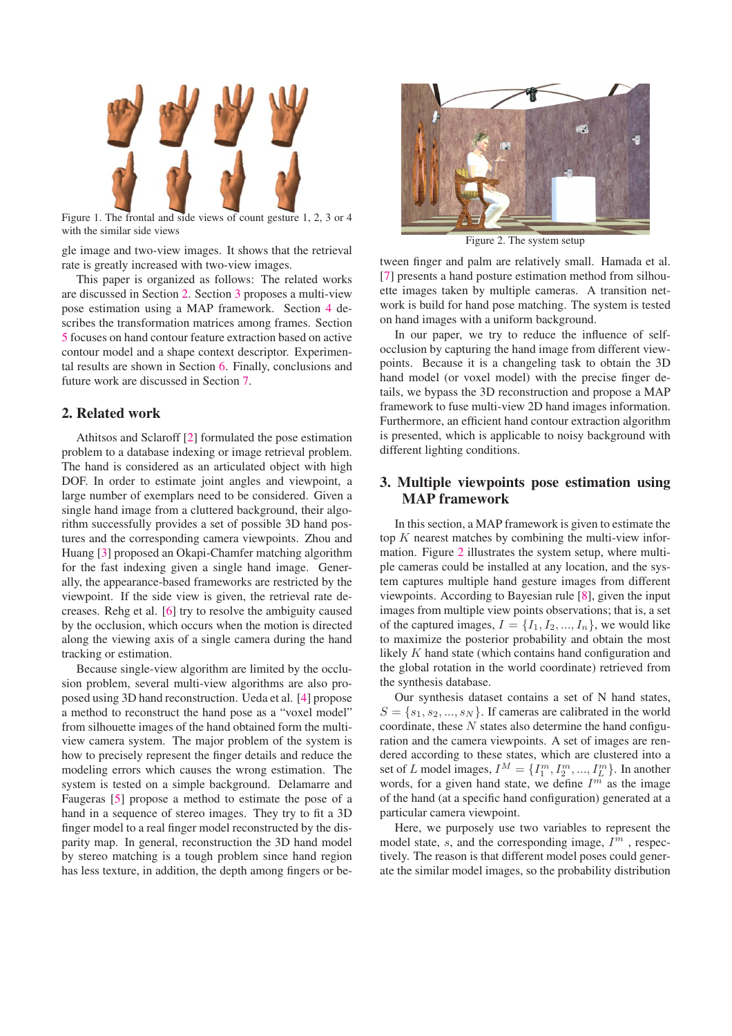Figure 1. The frontal and side views of count gesture 1, 2, 3 or 4 with the similar side views

gle image and two-view images. It shows that the retrieval rate is greatly increased with two-view images.

This paper is organized as follows: The related works are discussed in Section 2. Section 3 proposes a multi-view pose estimation using a MAP framework. Section 4 describes the transformation matrices among frames. Section 5 focuses on hand contour feature extraction based on active contour model and a shape context descriptor. Experimental results are shown in Section 6. Finally, conclusions and future work are discussed in Section 7.

## 2. Related work

Athitsos and Sclaroff [2] formulated the pose estimation problem to a database indexing or image retrieval problem. The hand is considered as an articulated object with high DOF. In order to estimate joint angles and viewpoint, a large number of exemplars need to be considered. Given a single hand image from a cluttered background, their algorithm successfully provides a set of possible 3D hand postures and the corresponding camera viewpoints. Zhou and Huang [3] proposed an Okapi-Chamfer matching algorithm for the fast indexing given a single hand image. Generally, the appearance-based frameworks are restricted by the viewpoint. If the side view is given, the retrieval rate decreases. Rehg et al. [6] try to resolve the ambiguity caused by the occlusion, which occurs when the motion is directed along the viewing axis of a single camera during the hand tracking or estimation.

Because single-view algorithm are limited by the occlusion problem, several multi-view algorithms are also proposed using 3D hand reconstruction. Ueda et al. [4] propose a method to reconstruct the hand pose as a "voxel model" from silhouette images of the hand obtained form the multi-view camera system. The major problem of the system is how to precisely represent the finger details and reduce the modeling errors which causes the wrong estimation. The system is tested on a simple background. Delamarre and Faugeras [5] propose a method to estimate the pose of a hand in a sequence of stereo images. They try to fit a 3D finger model to a real finger model reconstructed by the disparity map. In general, reconstruction the 3D hand model by stereo matching is a tough problem since hand region has less texture, in addition, the depth among fingers or between finger and palm are relatively small. Hamada et al. [7] presents a hand posture estimation method from silhouette images taken by multiple cameras. A transition network is build for hand pose matching. The system is tested on hand images with a uniform background.

Figure 2. The system setup

In our paper, we try to reduce the influence of self-occlusion by capturing the hand image from different viewpoints. Because it is a changeling task to obtain the 3D hand model (or voxel model) with the precise finger details, we bypass the 3D reconstruction and propose a MAP framework to fuse multi-view 2D hand images information. Furthermore, an efficient hand contour extraction algorithm is presented, which is applicable to noisy background with different lighting conditions.

## 3. Multiple viewpoints pose estimation using MAP framework

In this section, a MAP framework is given to estimate the top $K$ nearest matches by combining the multi-view information. Figure 2 illustrates the system setup, where multiple cameras could be installed at any location, and the system captures multiple hand gesture images from different viewpoints. According to Bayesian rule [8], given the input images from multiple view points observations; that is, a set of the captured images, $I = \{I_1, I_2, ..., I_n\}$, we would like to maximize the posterior probability and obtain the most likely $K$ hand state (which contains hand configuration and the global rotation in the world coordinate) retrieved from the synthesis database.

Our synthesis dataset contains a set of N hand states, $S = \{s_1, s_2, ..., s_N\}$. If cameras are calibrated in the world coordinate, these $N$ states also determine the hand configuration and the camera viewpoints. A set of images are rendered according to these states, which are clustered into a set of $L$ model images, $I^M = \{I^m_1, I^m_2, ..., I^m_L\}$. In another words, for a given hand state, we define $I^m$ as the image of the hand (at a specific hand configuration) generated at a particular camera viewpoint.

Here, we purposely use two variables to represent the model state, $s$, and the corresponding image, $I^m$ , respectively. The reason is that different model poses could generate the similar model images, so the probability distribution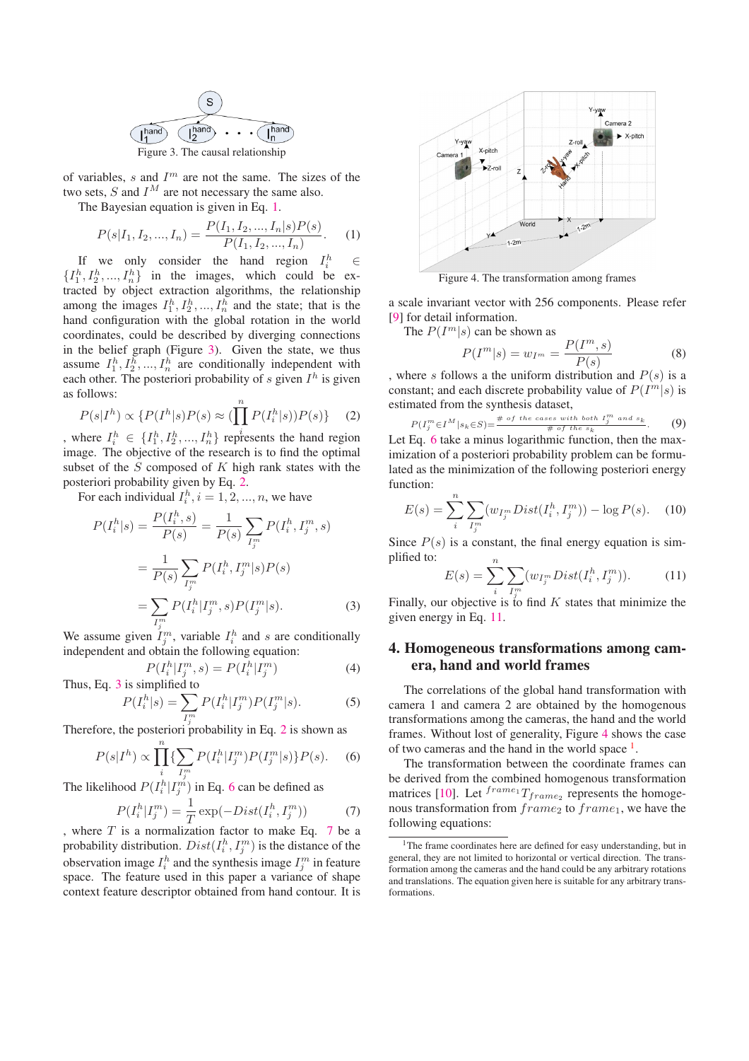Figure 3. The causal relationship

of variables, $s$ and $I^m$ are not the same. The sizes of the two sets, $S$ and $I^M$ are not necessary the same also.

The Bayesian equation is given in Eq. 1.

$$P(s|I_1, I_2, ..., I_n) = \frac{P(I_1, I_2, ..., I_n|s)P(s)}{P(I_1, I_2, ..., I_n)}. \quad (1)$$

If we only consider the hand region $I_i^h \in \{I_1^h, I_2^h, ..., I_n^h\}$ in the images, which could be extracted by object extraction algorithms, the relationship among the images $I_1^h, I_2^h, ..., I_n^h$ and the state; that is the hand configuration with the global rotation in the world coordinates, could be described by diverging connections in the belief graph (Figure 3). Given the state, we thus assume $I_1^h, I_2^h, ..., I_n^h$ are conditionally independent with each other. The posteriori probability of $s$ given $I^h$ is given as follows:

$$P(s|I^h) \propto \{P(I^h|s)P(s) \approx (\prod_i^n P(I_i^h|s))P(s)\} \quad (2)$$

, where $I_i^h \in \{I_1^h, I_2^h, ..., I_n^h\}$ represents the hand region image. The objective of the research is to find the optimal subset of the $S$ composed of $K$ high rank states with the posteriori probability given by Eq. 2.

For each individual $I_i^h, i = 1, 2, ..., n$, we have

$$P(I_i^h|s) = \frac{P(I_i^h, s)}{P(s)} = \frac{1}{P(s)} \sum_{I_j^m} P(I_i^h, I_j^m, s)$$

$$= \frac{1}{P(s)} \sum_{I_j^m} P(I_i^h, I_j^m|s)P(s)$$

$$= \sum_{I_j^m} P(I_i^h|I_j^m, s)P(I_j^m|s). \quad (3)$$

We assume given $I_j^m$, variable $I_i^h$ and $s$ are conditionally independent and obtain the following equation:

$$P(I_i^h|I_j^m, s) = P(I_i^h|I_j^m) \quad (4)$$

Thus, Eq. 3 is simplified to

$$P(I_i^h|s) = \sum_{I_j^m} P(I_i^h|I_j^m)P(I_j^m|s). \quad (5)$$

Therefore, the posteriori probability in Eq. 2 is shown as

$$P(s|I^h) \propto \prod_i^n \{\sum_{I_j^m} P(I_i^h|I_j^m)P(I_j^m|s)\}P(s). \quad (6)$$

The likelihood $P(I_i^h|I_j^m)$ in Eq. 6 can be defined as

$$P(I_i^h|I_j^m) = \frac{1}{T}\exp(-Dist(I_i^h, I_j^m)) \quad (7)$$

, where $T$ is a normalization factor to make Eq. 7 be a probability distribution. $Dist(I_i^h, I_j^m)$ is the distance of the observation image $I_i^h$ and the synthesis image $I_j^m$ in feature space. The feature used in this paper a variance of shape context feature descriptor obtained from hand contour. It is a scale invariant vector with 256 components. Please refer [9] for detail information.

Figure 4. The transformation among frames

The $P(I^m|s)$ can be shown as

$$P(I^m|s) = w_{I^m} = \frac{P(I^m, s)}{P(s)} \quad (8)$$

, where $s$ follows a the uniform distribution and $P(s)$ is a constant; and each discrete probability value of $P(I^m|s)$ is estimated from the synthesis dataset,

$$P(I_j^m \in I^M | s_k \in S) = \frac{\#\ of\ the\ cases\ with\ both\ I_j^m\ and\ s_k}{\#\ of\ the\ s_k}. \quad (9)$$

Let Eq. 6 take a minus logarithmic function, then the maximization of a posteriori probability problem can be formulated as the minimization of the following posteriori energy function:

$$E(s) = \sum_i^n \sum_{I_j^m} (w_{I_j^m} Dist(I_i^h, I_j^m)) - \log P(s). \quad (10)$$

Since $P(s)$ is a constant, the final energy equation is simplified to:

$$E(s) = \sum_i^n \sum_{I_j^m} (w_{I_j^m} Dist(I_i^h, I_j^m)). \quad (11)$$

Finally, our objective is to find $K$ states that minimize the given energy in Eq. 11.

## 4. Homogeneous transformations among camera, hand and world frames

The correlations of the global hand transformation with camera 1 and camera 2 are obtained by the homogenous transformations among the cameras, the hand and the world frames. Without lost of generality, Figure 4 shows the case of two cameras and the hand in the world space [1].

The transformation between the coordinate frames can be derived from the combined homogenous transformation matrices [10]. Let ${}^{frame_1}T_{frame_2}$ represents the homogenous transformation from $frame_2$ to $frame_1$, we have the following equations:

[1] The frame coordinates here are defined for easy understanding, but in general, they are not limited to horizontal or vertical direction. The transformation among the cameras and the hand could be any arbitrary rotations and translations. The equation given here is suitable for any arbitrary transformations.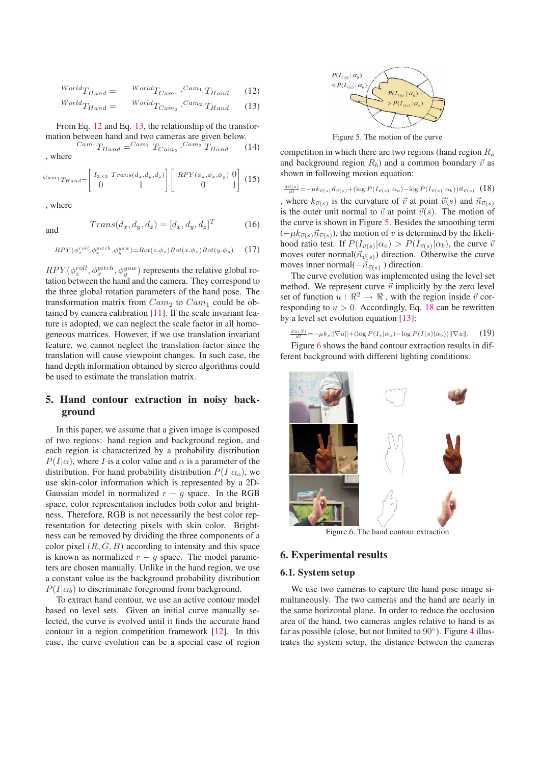$$ {}^{World}T_{Hand} = {}^{World}T_{Cam_1} \cdot {}^{Cam_1}T_{Hand} \quad (12) $$

$$ {}^{World}T_{Hand} = {}^{World}T_{Cam_2} \cdot {}^{Cam_2}T_{Hand} \quad (13) $$

From Eq. 12 and Eq. 13, the relationship of the transformation between hand and two cameras are given below.

$$ {}^{Cam_1}T_{Hand} = {}^{Cam_1}T_{Cam_2} \cdot {}^{Cam_2}T_{Hand} \quad (14) $$

, where

$$ {}^{Cam_1}T_{Hand} = \begin{bmatrix} I_{3\times3} & Trans(d_x,d_y,d_z) \\ 0 & 1 \end{bmatrix} \begin{bmatrix} RPY(\phi_z,\phi_x,\phi_y) & 0 \\ 0 & 1 \end{bmatrix} \quad (15) $$

, where

$$ Trans(d_x, d_y, d_z) = [d_x, d_y, d_z]^T \quad (16) $$

and

$$ RPY(\phi_z^{roll}, \phi_x^{pitch}, \phi_y^{yaw}) = Rot(z,\phi_z)Rot(x,\phi_x)Rot(y,\phi_y). \quad (17) $$

$RPY(\phi_z^{roll}, \phi_x^{pitch}, \phi_y^{yaw})$ represents the relative global rotation between the hand and the camera. They correspond to the three global rotation parameters of the hand pose. The transformation matrix from $Cam_2$ to $Cam_1$ could be obtained by camera calibration [11]. If the scale invariant feature is adopted, we can neglect the scale factor in all homogeneous matrices. However, if we use translation invariant feature, we cannot neglect the translation factor since the translation will cause viewpoint changes. In such case, the hand depth information obtained by stereo algorithms could be used to estimate the translation matrix.

## 5. Hand contour extraction in noisy background

In this paper, we assume that a given image is composed of two regions: hand region and background region, and each region is characterized by a probability distribution $P(I|\alpha)$, where $I$ is a color value and $\alpha$ is a parameter of the distribution. For hand probability distribution $P(I|\alpha_o)$, we use skin-color information which is represented by a 2D-Gaussian model in normalized $r-g$ space. In the RGB space, color representation includes both color and brightness. Therefore, RGB is not necessarily the best color representation for detecting pixels with skin color. Brightness can be removed by dividing the three components of a color pixel $(R, G, B)$ according to intensity and this space is known as normalized $r-g$ space. The model parameters are chosen manually. Unlike in the hand region, we use a constant value as the background probability distribution $P(I|\alpha_b)$ to discriminate foreground from background.

To extract hand contour, we use an active contour model based on level sets. Given an initial curve manually selected, the curve is evolved until it finds the accurate hand contour in a region competition framework [12]. In this case, the curve evolution can be a special case of region competition in which there are two regions (hand region $R_o$ and background region $R_b$) and a common boundary $\vec{v}$ as shown in following motion equation:

Figure 5. The motion of the curve

$$ \frac{d\vec{v}(s)}{dt} = -\mu k_{\vec{v}(s)}\vec{n}_{\vec{v}(s)} + (\log P(I_{\vec{v}(s)}|\alpha_o) - \log P(I_{\vec{v}(s)}|\alpha_b))\vec{n}_{\vec{v}(s)} \quad (18) $$

, where $k_{\vec{v}(s)}$ is the curvature of $\vec{v}$ at point $\vec{v}(s)$ and $\vec{n}_{\vec{v}(s)}$ is the outer unit normal to $\vec{v}$ at point $\vec{v}(s)$. The motion of the curve is shown in Figure 5. Besides the smoothing term $(-\mu k_{\vec{v}(s)}\vec{n}_{\vec{v}(s)})$, the motion of $v$ is determined by the likelihood ratio test. If $P(I_{\vec{v}(s)}|\alpha_o) > P(I_{\vec{v}(s)}|\alpha_b)$, the curve $\vec{v}$ moves outer normal($\vec{n}_{\vec{v}(s)}$) direction. Otherwise the curve moves inner normal($-\vec{n}_{\vec{v}(s)}$) direction.

The curve evolution was implemented using the level set method. We represent curve $\vec{v}$ implicitly by the zero level set of function $u : \Re^2 \rightarrow \Re$, with the region inside $\vec{v}$ corresponding to $u > 0$. Accordingly, Eq. 18 can be rewritten by a level set evolution equation [13]:

$$ \frac{du(S)}{dt} = -\mu k_s \|\nabla u\| + (\log P(I_s|\alpha_o) - \log P(I(s)|\alpha_b))\|\nabla u\|. \quad (19) $$

Figure 6 shows the hand contour extraction results in different background with different lighting conditions.

Figure 6. The hand contour extraction

## 6. Experimental results

### 6.1. System setup

We use two cameras to capture the hand pose image simultaneously. The two cameras and the hand are nearly in the same horizontal plane. In order to reduce the occlusion area of the hand, two cameras angles relative to hand is as far as possible (close, but not limited to 90°). Figure 4 illustrates the system setup, the distance between the cameras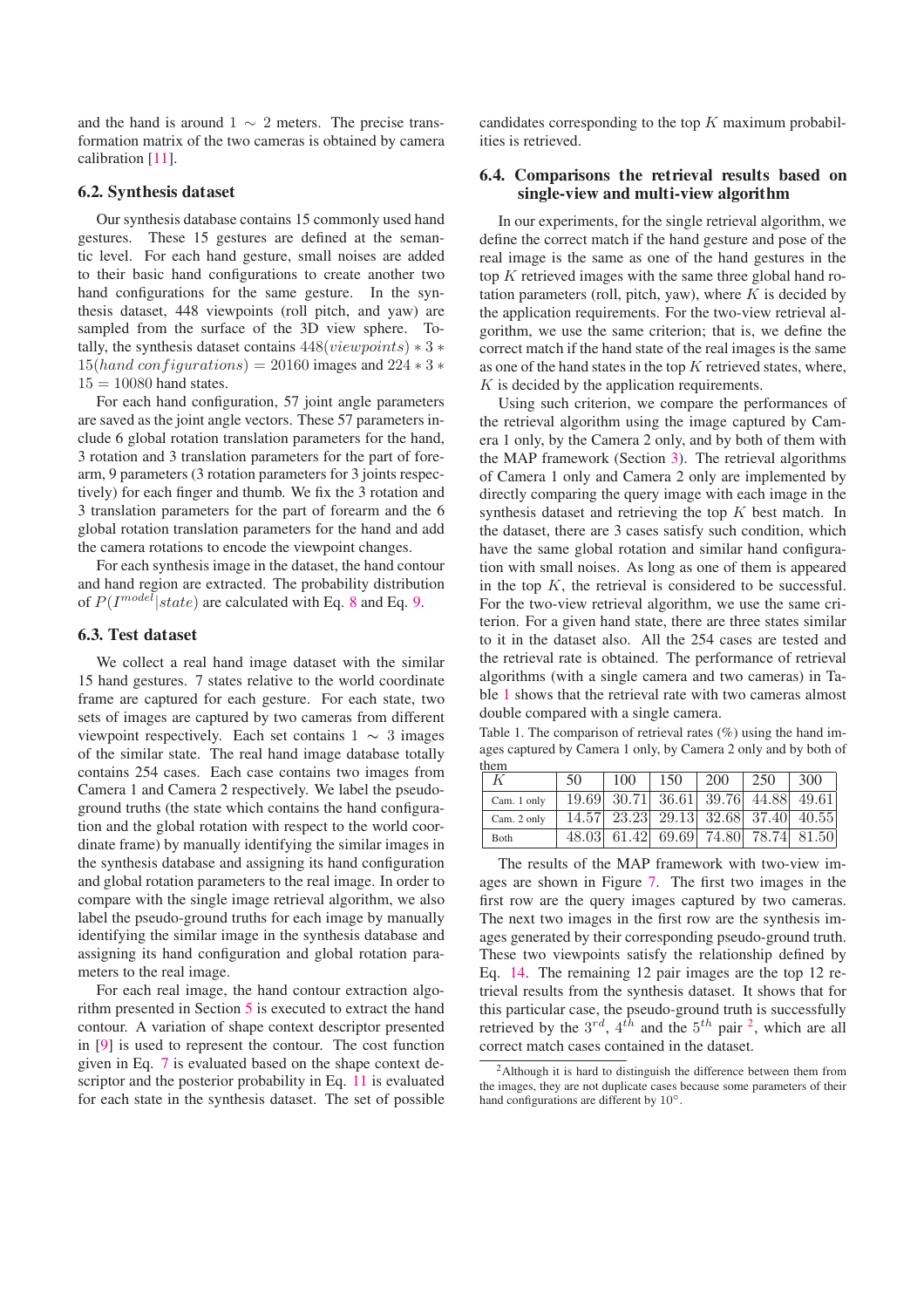and the hand is around $1 \sim 2$ meters. The precise transformation matrix of the two cameras is obtained by camera calibration [11].

### 6.2. Synthesis dataset

Our synthesis database contains 15 commonly used hand gestures. These 15 gestures are defined at the semantic level. For each hand gesture, small noises are added to their basic hand configurations to create another two hand configurations for the same gesture. In the synthesis dataset, 448 viewpoints (roll pitch, and yaw) are sampled from the surface of the 3D view sphere. Totally, the synthesis dataset contains $448(viewpoints) * 3 * 15(hand\ configurations) = 20160$ images and $224 * 3 * 15 = 10080$ hand states.

For each hand configuration, 57 joint angle parameters are saved as the joint angle vectors. These 57 parameters include 6 global rotation translation parameters for the hand, 3 rotation and 3 translation parameters for the part of forearm, 9 parameters (3 rotation parameters for 3 joints respectively) for each finger and thumb. We fix the 3 rotation and 3 translation parameters for the part of forearm and the 6 global rotation translation parameters for the hand and add the camera rotations to encode the viewpoint changes.

For each synthesis image in the dataset, the hand contour and hand region are extracted. The probability distribution of $P(I^{model}|state)$ are calculated with Eq. 8 and Eq. 9.

### 6.3. Test dataset

We collect a real hand image dataset with the similar 15 hand gestures. 7 states relative to the world coordinate frame are captured for each gesture. For each state, two sets of images are captured by two cameras from different viewpoint respectively. Each set contains $1 \sim 3$ images of the similar state. The real hand image database totally contains 254 cases. Each case contains two images from Camera 1 and Camera 2 respectively. We label the pseudo-ground truths (the state which contains the hand configuration and the global rotation with respect to the world coordinate frame) by manually identifying the similar images in the synthesis database and assigning its hand configuration and global rotation parameters to the real image. In order to compare with the single image retrieval algorithm, we also label the pseudo-ground truths for each image by manually identifying the similar image in the synthesis database and assigning its hand configuration and global rotation parameters to the real image.

For each real image, the hand contour extraction algorithm presented in Section 5 is executed to extract the hand contour. A variation of shape context descriptor presented in [9] is used to represent the contour. The cost function given in Eq. 7 is evaluated based on the shape context descriptor and the posterior probability in Eq. 11 is evaluated for each state in the synthesis dataset. The set of possible candidates corresponding to the top $K$ maximum probabilities is retrieved.

### 6.4. Comparisons the retrieval results based on single-view and multi-view algorithm

In our experiments, for the single retrieval algorithm, we define the correct match if the hand gesture and pose of the real image is the same as one of the hand gestures in the top $K$ retrieved images with the same three global hand rotation parameters (roll, pitch, yaw), where $K$ is decided by the application requirements. For the two-view retrieval algorithm, we use the same criterion; that is, we define the correct match if the hand state of the real images is the same as one of the hand states in the top $K$ retrieved states, where, $K$ is decided by the application requirements.

Using such criterion, we compare the performances of the retrieval algorithm using the image captured by Camera 1 only, by the Camera 2 only, and by both of them with the MAP framework (Section 3). The retrieval algorithms of Camera 1 only and Camera 2 only are implemented by directly comparing the query image with each image in the synthesis dataset and retrieving the top $K$ best match. In the dataset, there are 3 cases satisfy such condition, which have the same global rotation and similar hand configuration with small noises. As long as one of them is appeared in the top $K$, the retrieval is considered to be successful. For the two-view retrieval algorithm, we use the same criterion. For a given hand state, there are three states similar to it in the dataset also. All the 254 cases are tested and the retrieval rate is obtained. The performance of retrieval algorithms (with a single camera and two cameras) in Table 1 shows that the retrieval rate with two cameras almost double compared with a single camera.

Table 1. The comparison of retrieval rates (%) using the hand images captured by Camera 1 only, by Camera 2 only and by both of them

| $K$ | 50 | 100 | 150 | 200 | 250 | 300 |
|---|---|---|---|---|---|---|
| Cam. 1 only | 19.69 | 30.71 | 36.61 | 39.76 | 44.88 | 49.61 |
| Cam. 2 only | 14.57 | 23.23 | 29.13 | 32.68 | 37.40 | 40.55 |
| Both | 48.03 | 61.42 | 69.69 | 74.80 | 78.74 | 81.50 |

The results of the MAP framework with two-view images are shown in Figure 7. The first two images in the first row are the query images captured by two cameras. The next two images in the first row are the synthesis images generated by their corresponding pseudo-ground truth. These two viewpoints satisfy the relationship defined by Eq. 14. The remaining 12 pair images are the top 12 retrieval results from the synthesis dataset. It shows that for this particular case, the pseudo-ground truth is successfully retrieved by the $3^{rd}$, $4^{th}$ and the $5^{th}$ pair [2], which are all correct match cases contained in the dataset.

[2]Although it is hard to distinguish the difference between them from the images, they are not duplicate cases because some parameters of their hand configurations are different by 10°.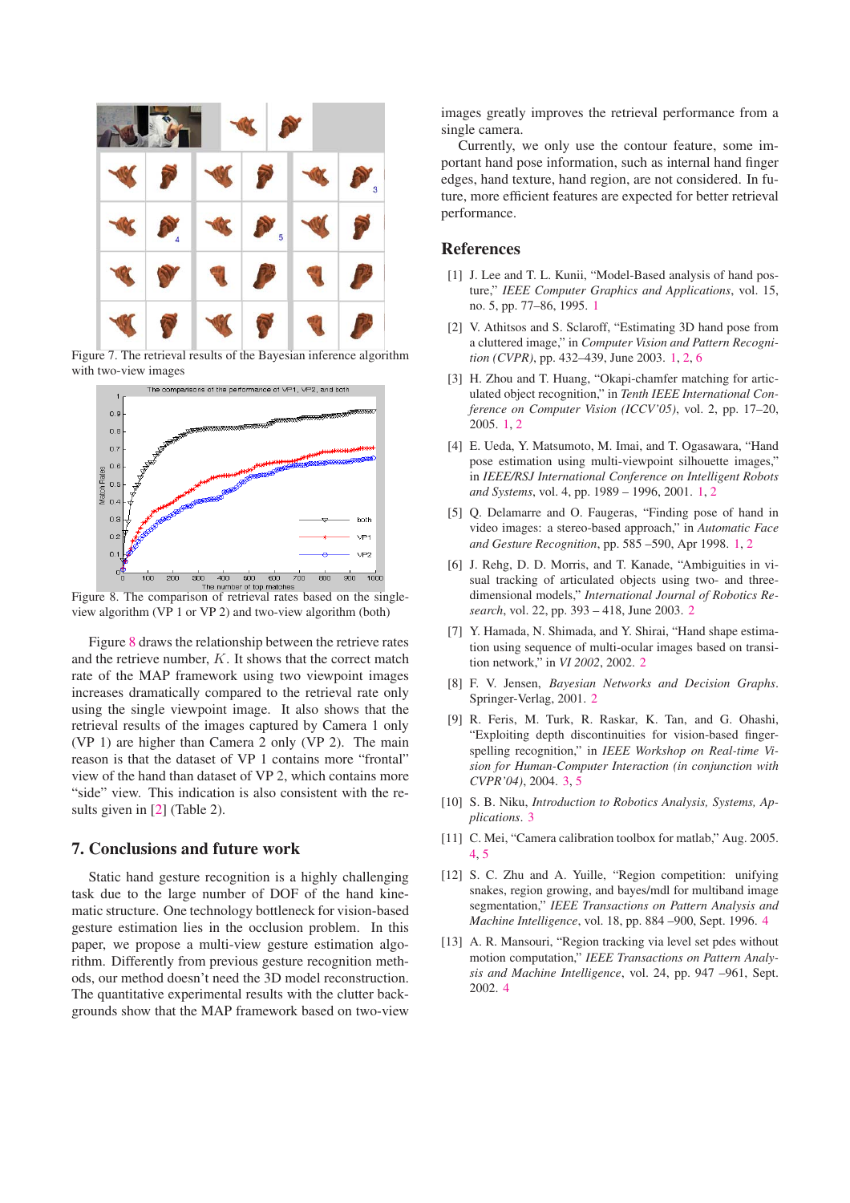Figure 7. The retrieval results of the Bayesian inference algorithm with two-view images

The comparisons of the performance of VP1, VP2, and both

Match Rates

The number of top matches

0
100
200
300
400
500
600
700
800
900
1000

0
0.1
0.2
0.3
0.4
0.5
0.6
0.7
0.8
0.9
1

both
VP1
VP2

Figure 8. The comparison of retrieval rates based on the single-view algorithm (VP 1 or VP 2) and two-view algorithm (both)

Figure 8 draws the relationship between the retrieve rates and the retrieve number, $K$. It shows that the correct match rate of the MAP framework using two viewpoint images increases dramatically compared to the retrieval rate only using the single viewpoint image. It also shows that the retrieval results of the images captured by Camera 1 only (VP 1) are higher than Camera 2 only (VP 2). The main reason is that the dataset of VP 1 contains more "frontal" view of the hand than dataset of VP 2, which contains more "side" view. This indication is also consistent with the results given in [2] (Table 2).

## 7. Conclusions and future work

Static hand gesture recognition is a highly challenging task due to the large number of DOF of the hand kinematic structure. One technology bottleneck for vision-based gesture estimation lies in the occlusion problem. In this paper, we propose a multi-view gesture estimation algorithm. Differently from previous gesture recognition methods, our method doesn't need the 3D model reconstruction. The quantitative experimental results with the clutter backgrounds show that the MAP framework based on two-view images greatly improves the retrieval performance from a single camera.

Currently, we only use the contour feature, some important hand pose information, such as internal hand finger edges, hand texture, hand region, are not considered. In future, more efficient features are expected for better retrieval performance.

## References

[1] J. Lee and T. L. Kunii, "Model-Based analysis of hand posture," *IEEE Computer Graphics and Applications*, vol. 15, no. 5, pp. 77–86, 1995. 1

[2] V. Athitsos and S. Sclaroff, "Estimating 3D hand pose from a cluttered image," in *Computer Vision and Pattern Recognition (CVPR)*, pp. 432–439, June 2003. 1, 2, 6

[3] H. Zhou and T. Huang, "Okapi-chamfer matching for articulated object recognition," in *Tenth IEEE International Conference on Computer Vision (ICCV'05)*, vol. 2, pp. 17–20, 2005. 1, 2

[4] E. Ueda, Y. Matsumoto, M. Imai, and T. Ogasawara, "Hand pose estimation using multi-viewpoint silhouette images," in *IEEE/RSJ International Conference on Intelligent Robots and Systems*, vol. 4, pp. 1989 – 1996, 2001. 1, 2

[5] Q. Delamarre and O. Faugeras, "Finding pose of hand in video images: a stereo-based approach," in *Automatic Face and Gesture Recognition*, pp. 585 –590, Apr 1998. 1, 2

[6] J. Rehg, D. D. Morris, and T. Kanade, "Ambiguities in visual tracking of articulated objects using two- and three-dimensional models," *International Journal of Robotics Research*, vol. 22, pp. 393 – 418, June 2003. 2

[7] Y. Hamada, N. Shimada, and Y. Shirai, "Hand shape estimation using sequence of multi-ocular images based on transition network," in *VI 2002*, 2002. 2

[8] F. V. Jensen, *Bayesian Networks and Decision Graphs*. Springer-Verlag, 2001. 2

[9] R. Feris, M. Turk, R. Raskar, K. Tan, and G. Ohashi, "Exploiting depth discontinuities for vision-based fingerspelling recognition," in *IEEE Workshop on Real-time Vision for Human-Computer Interaction (in conjunction with CVPR'04)*, 2004. 3, 5

[10] S. B. Niku, *Introduction to Robotics Analysis, Systems, Applications*. 3

[11] C. Mei, "Camera calibration toolbox for matlab," Aug. 2005. 4, 5

[12] S. C. Zhu and A. Yuille, "Region competition: unifying snakes, region growing, and bayes/mdl for multiband image segmentation," *IEEE Transactions on Pattern Analysis and Machine Intelligence*, vol. 18, pp. 884 –900, Sept. 1996. 4

[13] A. R. Mansouri, "Region tracking via level set pdes without motion computation," *IEEE Transactions on Pattern Analysis and Machine Intelligence*, vol. 24, pp. 947 –961, Sept. 2002. 4